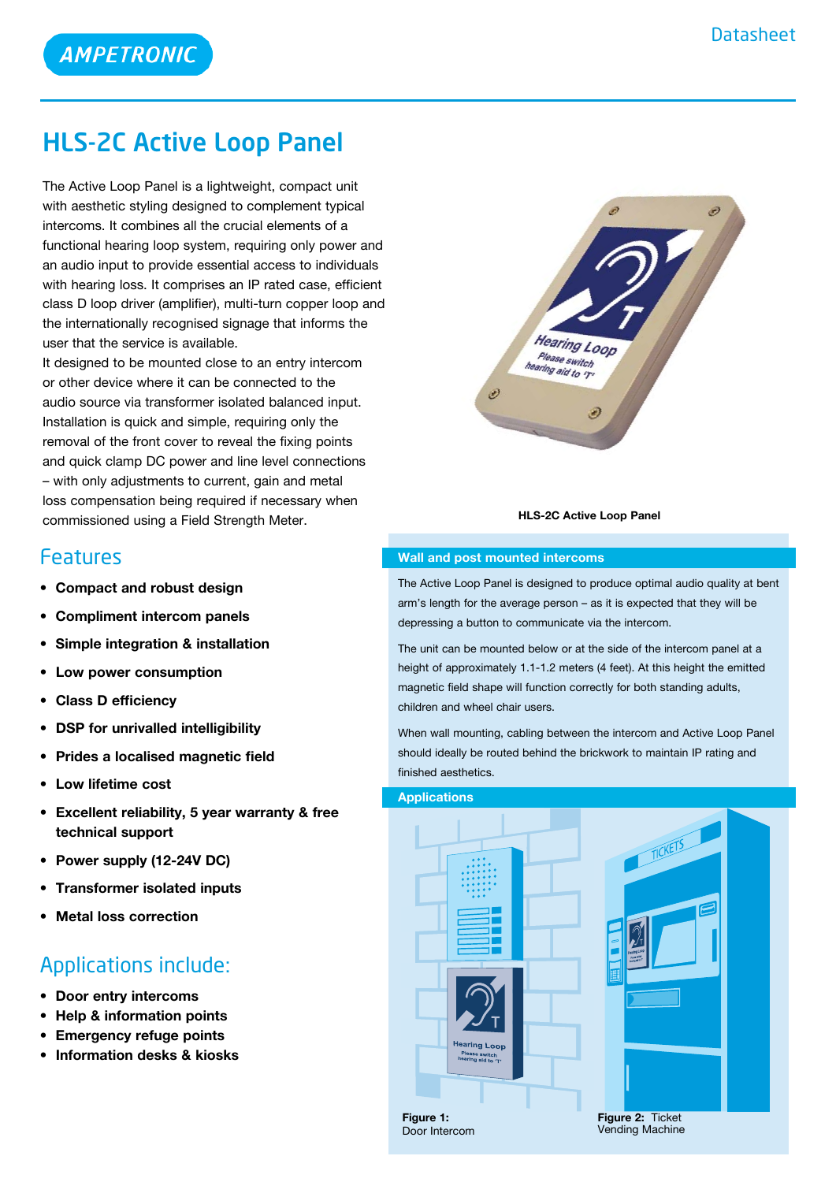# HLS-2C Active Loop Panel

The Active Loop Panel is a lightweight, compact unit with aesthetic styling designed to complement typical intercoms. It combines all the crucial elements of a functional hearing loop system, requiring only power and an audio input to provide essential access to individuals with hearing loss. It comprises an IP rated case, efficient class D loop driver (amplifier), multi-turn copper loop and the internationally recognised signage that informs the user that the service is available.
It designed to be mounted close to an entry intercom or other device where it can be connected to the audio source via transformer isolated balanced input. Installation is quick and simple, requiring only the removal of the front cover to reveal the fixing points and quick clamp DC power and line level connections – with only adjustments to current, gain and metal loss compensation being required if necessary when commissioned using a Field Strength Meter.

**HLS-2C Active Loop Panel**

## Features

- **Compact and robust design**
- **Compliment intercom panels**
- **Simple integration & installation**
- **Low power consumption**
- **Class D efficiency**
- **DSP for unrivalled intelligibility**
- **Prides a localised magnetic field**
- **Low lifetime cost**
- **Excellent reliability, 5 year warranty & free technical support**
- **Power supply (12-24V DC)**
- **Transformer isolated inputs**
- **Metal loss correction**

## Applications include:

- **Door entry intercoms**
- **Help & information points**
- **Emergency refuge points**
- **Information desks & kiosks**

### Wall and post mounted intercoms

The Active Loop Panel is designed to produce optimal audio quality at bent arm's length for the average person – as it is expected that they will be depressing a button to communicate via the intercom.

The unit can be mounted below or at the side of the intercom panel at a height of approximately 1.1-1.2 meters (4 feet). At this height the emitted magnetic field shape will function correctly for both standing adults, children and wheel chair users.

When wall mounting, cabling between the intercom and Active Loop Panel should ideally be routed behind the brickwork to maintain IP rating and finished aesthetics.

### Applications

**Figure 1:** Door Intercom

**Figure 2:** Ticket Vending Machine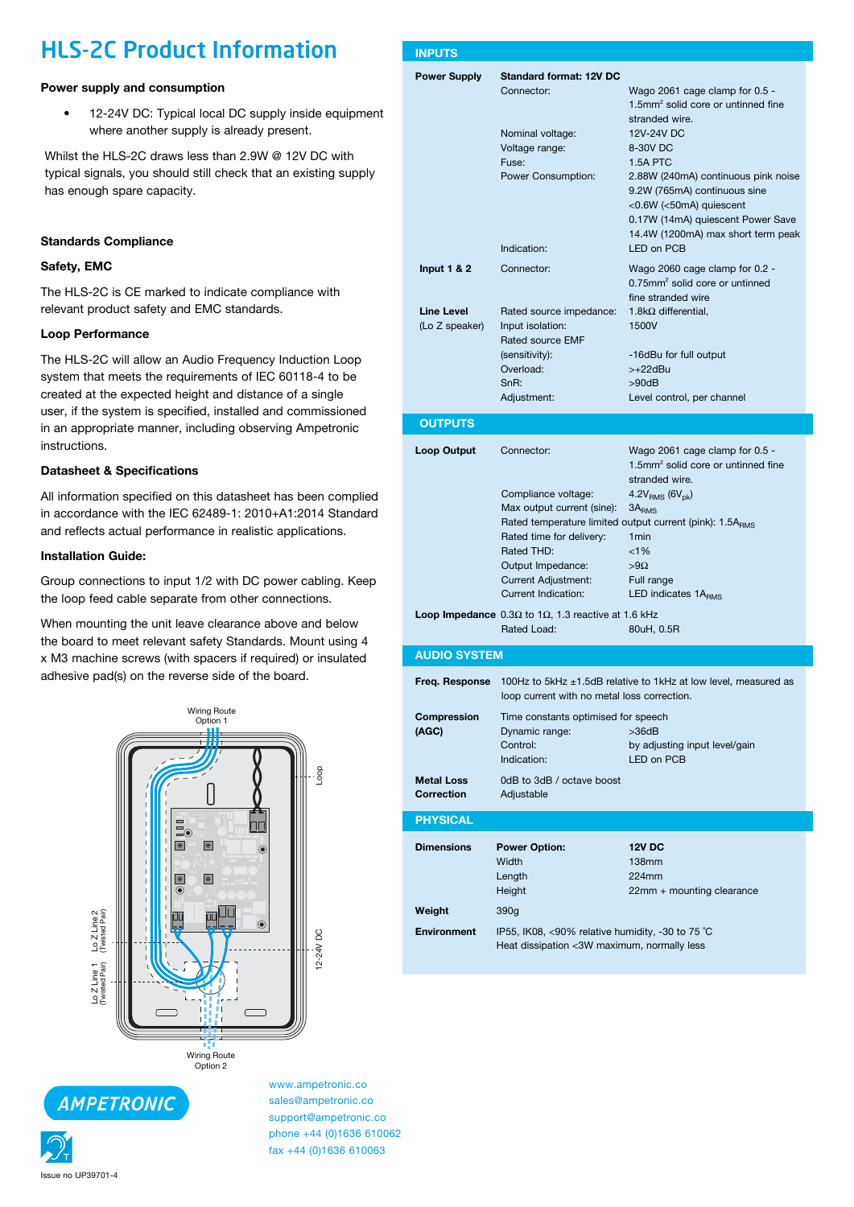# HLS-2C Product Information

### Power supply and consumption

- 12-24V DC: Typical local DC supply inside equipment where another supply is already present.

Whilst the HLS-2C draws less than 2.9W @ 12V DC with typical signals, you should still check that an existing supply has enough spare capacity.

### Standards Compliance

**Safety, EMC**

The HLS-2C is CE marked to indicate compliance with relevant product safety and EMC standards.

**Loop Performance**

The HLS-2C will allow an Audio Frequency Induction Loop system that meets the requirements of IEC 60118-4 to be created at the expected height and distance of a single user, if the system is specified, installed and commissioned in an appropriate manner, including observing Ampetronic instructions.

**Datasheet & Specifications**

All information specified on this datasheet has been complied in accordance with the IEC 62489-1: 2010+A1:2014 Standard and reflects actual performance in realistic applications.

**Installation Guide:**

Group connections to input 1/2 with DC power cabling. Keep the loop feed cable separate from other connections.

When mounting the unit leave clearance above and below the board to meet relevant safety Standards. Mount using 4 x M3 machine screws (with spacers if required) or insulated adhesive pad(s) on the reverse side of the board.

Wiring Route Option 1

Loop

Lo Z Line 2 (Twisted Pair)

Lo Z Line 1 (Twisted Pair)

12-24V DC

Wiring Route Option 2

## INPUTS

| | | | |
|---|---|---|---|
| **Power Supply** | **Standard format: 12V DC** | | |
| | Connector: | Wago 2061 cage clamp for 0.5 - 1.5mm² solid core or untinned fine stranded wire. | |
| | Nominal voltage: | 12V-24V DC | |
| | Voltage range: | 8-30V DC | |
| | Fuse: | 1.5A PTC | |
| | Power Consumption: | 2.88W (240mA) continuous pink noise<br>9.2W (765mA) continuous sine<br><0.6W (<50mA) quiescent<br>0.17W (14mA) quiescent Power Save<br>14.4W (1200mA) max short term peak | |
| | Indication: | LED on PCB | |
| **Input 1 & 2** | Connector: | Wago 2060 cage clamp for 0.2 - 0.75mm² solid core or untinned fine stranded wire | |
| **Line Level** (Lo Z speaker) | Rated source impedance: | 1.8kΩ differential, | |
| | Input isolation: | 1500V | |
| | Rated source EMF (sensitivity): | -16dBu for full output | |
| | Overload: | >+22dBu | |
| | SnR: | >90dB | |
| | Adjustment: | Level control, per channel | |

## OUTPUTS

| | | |
|---|---|---|
| **Loop Output** | Connector: | Wago 2061 cage clamp for 0.5 - 1.5mm² solid core or untinned fine stranded wire. |
| | Compliance voltage: | $4.2V_{RMS}$ ($6V_{pk}$) |
| | Max output current (sine): | $3A_{RMS}$ |
| | Rated temperature limited output current (pink): $1.5A_{RMS}$ | |
| | Rated time for delivery: | 1min |
| | Rated THD: | <1% |
| | Output Impedance: | >9Ω |
| | Current Adjustment: | Full range |
| | Current Indication: | LED indicates $1A_{RMS}$ |
| **Loop Impedance** | 0.3Ω to 1Ω, 1.3 reactive at 1.6 kHz | |
| | Rated Load: | 80uH, 0.5R |

## AUDIO SYSTEM

| | | |
|---|---|---|
| **Freq. Response** | 100Hz to 5kHz ±1.5dB relative to 1kHz at low level, measured as loop current with no metal loss correction. | |
| **Compression (AGC)** | Time constants optimised for speech | |
| | Dynamic range: | >36dB |
| | Control: | by adjusting input level/gain |
| | Indication: | LED on PCB |
| **Metal Loss Correction** | 0dB to 3dB / octave boost Adjustable | |

## PHYSICAL

| | | |
|---|---|---|
| **Dimensions** | **Power Option:** | **12V DC** |
| | Width | 138mm |
| | Length | 224mm |
| | Height | 22mm + mounting clearance |
| **Weight** | 390g | |
| **Environment** | IP55, IK08, <90% relative humidity, -30 to 75 ˚C<br>Heat dissipation <3W maximum, normally less | |

AMPETRONIC

www.ampetronic.co
sales@ampetronic.co
support@ampetronic.co
phone +44 (0)1636 610062
fax +44 (0)1636 610063

Issue no UP39701-4